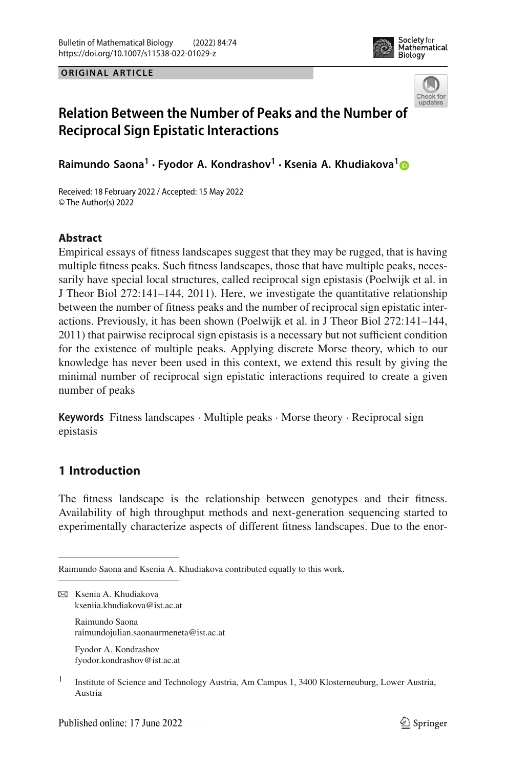ORIGINAL ARTICLE

# Relation Between the Number of Peaks and the Number of Reciprocal Sign Epistatic Interactions

**Raimundo Saona[1] · Fyodor A. Kondrashov[1] · Ksenia A. Khudiakova[1]**

Received: 18 February 2022 / Accepted: 15 May 2022
© The Author(s) 2022

## Abstract

Empirical essays of fitness landscapes suggest that they may be rugged, that is having multiple fitness peaks. Such fitness landscapes, those that have multiple peaks, necessarily have special local structures, called reciprocal sign epistasis (Poelwijk et al. in J Theor Biol 272:141–144, 2011). Here, we investigate the quantitative relationship between the number of fitness peaks and the number of reciprocal sign epistatic interactions. Previously, it has been shown (Poelwijk et al. in J Theor Biol 272:141–144, 2011) that pairwise reciprocal sign epistasis is a necessary but not sufficient condition for the existence of multiple peaks. Applying discrete Morse theory, which to our knowledge has never been used in this context, we extend this result by giving the minimal number of reciprocal sign epistatic interactions required to create a given number of peaks

**Keywords** Fitness landscapes · Multiple peaks · Morse theory · Reciprocal sign epistasis

## 1 Introduction

The fitness landscape is the relationship between genotypes and their fitness. Availability of high throughput methods and next-generation sequencing started to experimentally characterize aspects of different fitness landscapes. Due to the enor-

---

Raimundo Saona and Ksenia A. Khudiakova contributed equally to this work.

✉ Ksenia A. Khudiakova
kseniia.khudiakova@ist.ac.at

Raimundo Saona
raimundojulian.saonaurmeneta@ist.ac.at

Fyodor A. Kondrashov
fyodor.kondrashov@ist.ac.at

[1] Institute of Science and Technology Austria, Am Campus 1, 3400 Klosterneuburg, Lower Austria, Austria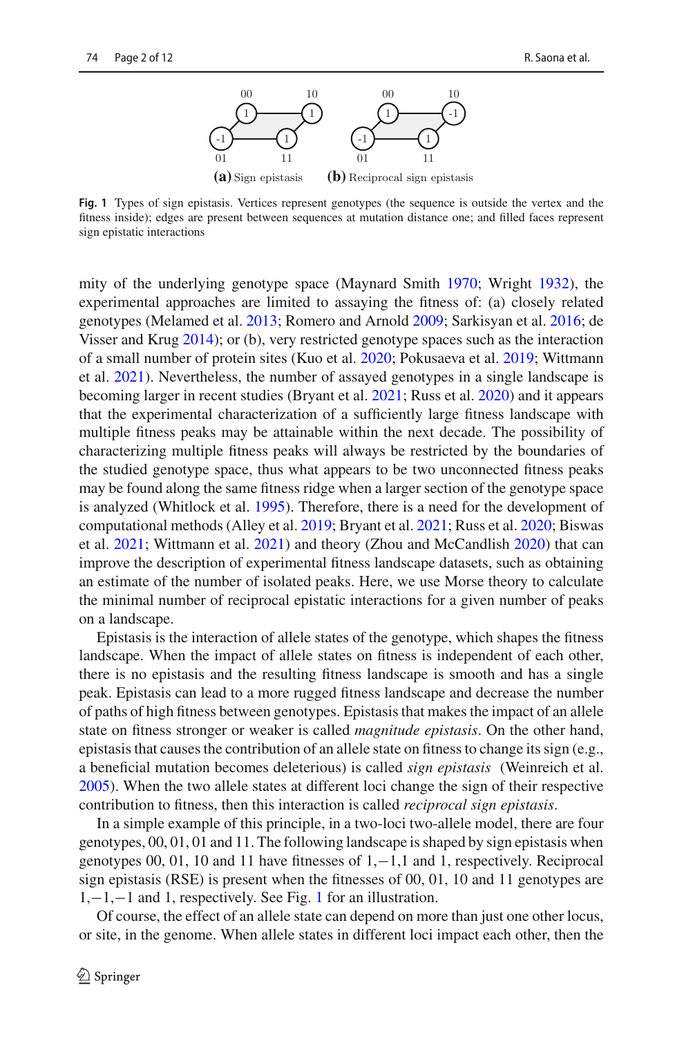Fig. 1 Types of sign epistasis. Vertices represent genotypes (the sequence is outside the vertex and the fitness inside); edges are present between sequences at mutation distance one; and filled faces represent sign epistatic interactions

mity of the underlying genotype space (Maynard Smith 1970; Wright 1932), the experimental approaches are limited to assaying the fitness of: (a) closely related genotypes (Melamed et al. 2013; Romero and Arnold 2009; Sarkisyan et al. 2016; de Visser and Krug 2014); or (b), very restricted genotype spaces such as the interaction of a small number of protein sites (Kuo et al. 2020; Pokusaeva et al. 2019; Wittmann et al. 2021). Nevertheless, the number of assayed genotypes in a single landscape is becoming larger in recent studies (Bryant et al. 2021; Russ et al. 2020) and it appears that the experimental characterization of a sufficiently large fitness landscape with multiple fitness peaks may be attainable within the next decade. The possibility of characterizing multiple fitness peaks will always be restricted by the boundaries of the studied genotype space, thus what appears to be two unconnected fitness peaks may be found along the same fitness ridge when a larger section of the genotype space is analyzed (Whitlock et al. 1995). Therefore, there is a need for the development of computational methods (Alley et al. 2019; Bryant et al. 2021; Russ et al. 2020; Biswas et al. 2021; Wittmann et al. 2021) and theory (Zhou and McCandlish 2020) that can improve the description of experimental fitness landscape datasets, such as obtaining an estimate of the number of isolated peaks. Here, we use Morse theory to calculate the minimal number of reciprocal epistatic interactions for a given number of peaks on a landscape.

Epistasis is the interaction of allele states of the genotype, which shapes the fitness landscape. When the impact of allele states on fitness is independent of each other, there is no epistasis and the resulting fitness landscape is smooth and has a single peak. Epistasis can lead to a more rugged fitness landscape and decrease the number of paths of high fitness between genotypes. Epistasis that makes the impact of an allele state on fitness stronger or weaker is called *magnitude epistasis*. On the other hand, epistasis that causes the contribution of an allele state on fitness to change its sign (e.g., a beneficial mutation becomes deleterious) is called *sign epistasis* (Weinreich et al. 2005). When the two allele states at different loci change the sign of their respective contribution to fitness, then this interaction is called *reciprocal sign epistasis*.

In a simple example of this principle, in a two-loci two-allele model, there are four genotypes, 00, 01, 01 and 11. The following landscape is shaped by sign epistasis when genotypes 00, 01, 10 and 11 have fitnesses of $1, -1, 1$ and 1, respectively. Reciprocal sign epistasis (RSE) is present when the fitnesses of 00, 01, 10 and 11 genotypes are $1, -1, -1$ and 1, respectively. See Fig. 1 for an illustration.

Of course, the effect of an allele state can depend on more than just one other locus, or site, in the genome. When allele states in different loci impact each other, then the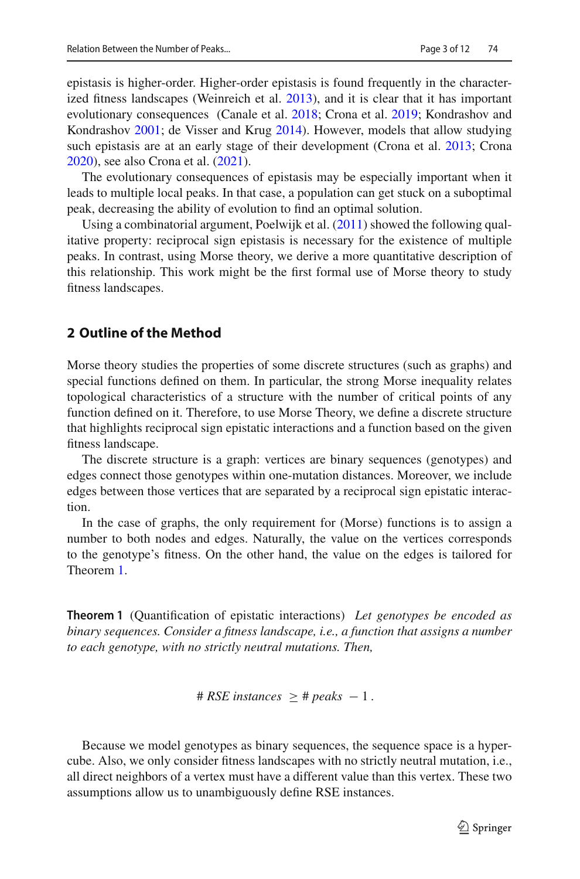epistasis is higher-order. Higher-order epistasis is found frequently in the characterized fitness landscapes (Weinreich et al. 2013), and it is clear that it has important evolutionary consequences (Canale et al. 2018; Crona et al. 2019; Kondrashov and Kondrashov 2001; de Visser and Krug 2014). However, models that allow studying such epistasis are at an early stage of their development (Crona et al. 2013; Crona 2020), see also Crona et al. (2021).

The evolutionary consequences of epistasis may be especially important when it leads to multiple local peaks. In that case, a population can get stuck on a suboptimal peak, decreasing the ability of evolution to find an optimal solution.

Using a combinatorial argument, Poelwijk et al. (2011) showed the following qualitative property: reciprocal sign epistasis is necessary for the existence of multiple peaks. In contrast, using Morse theory, we derive a more quantitative description of this relationship. This work might be the first formal use of Morse theory to study fitness landscapes.

## 2 Outline of the Method

Morse theory studies the properties of some discrete structures (such as graphs) and special functions defined on them. In particular, the strong Morse inequality relates topological characteristics of a structure with the number of critical points of any function defined on it. Therefore, to use Morse Theory, we define a discrete structure that highlights reciprocal sign epistatic interactions and a function based on the given fitness landscape.

The discrete structure is a graph: vertices are binary sequences (genotypes) and edges connect those genotypes within one-mutation distances. Moreover, we include edges between those vertices that are separated by a reciprocal sign epistatic interaction.

In the case of graphs, the only requirement for (Morse) functions is to assign a number to both nodes and edges. Naturally, the value on the vertices corresponds to the genotype's fitness. On the other hand, the value on the edges is tailored for Theorem 1.

**Theorem 1** (Quantification of epistatic interactions) *Let genotypes be encoded as binary sequences. Consider a fitness landscape, i.e., a function that assigns a number to each genotype, with no strictly neutral mutations. Then,*

$$\#\ \textit{RSE instances} \ \geq \#\ \textit{peaks} \ - 1\,.$$

Because we model genotypes as binary sequences, the sequence space is a hypercube. Also, we only consider fitness landscapes with no strictly neutral mutation, i.e., all direct neighbors of a vertex must have a different value than this vertex. These two assumptions allow us to unambiguously define RSE instances.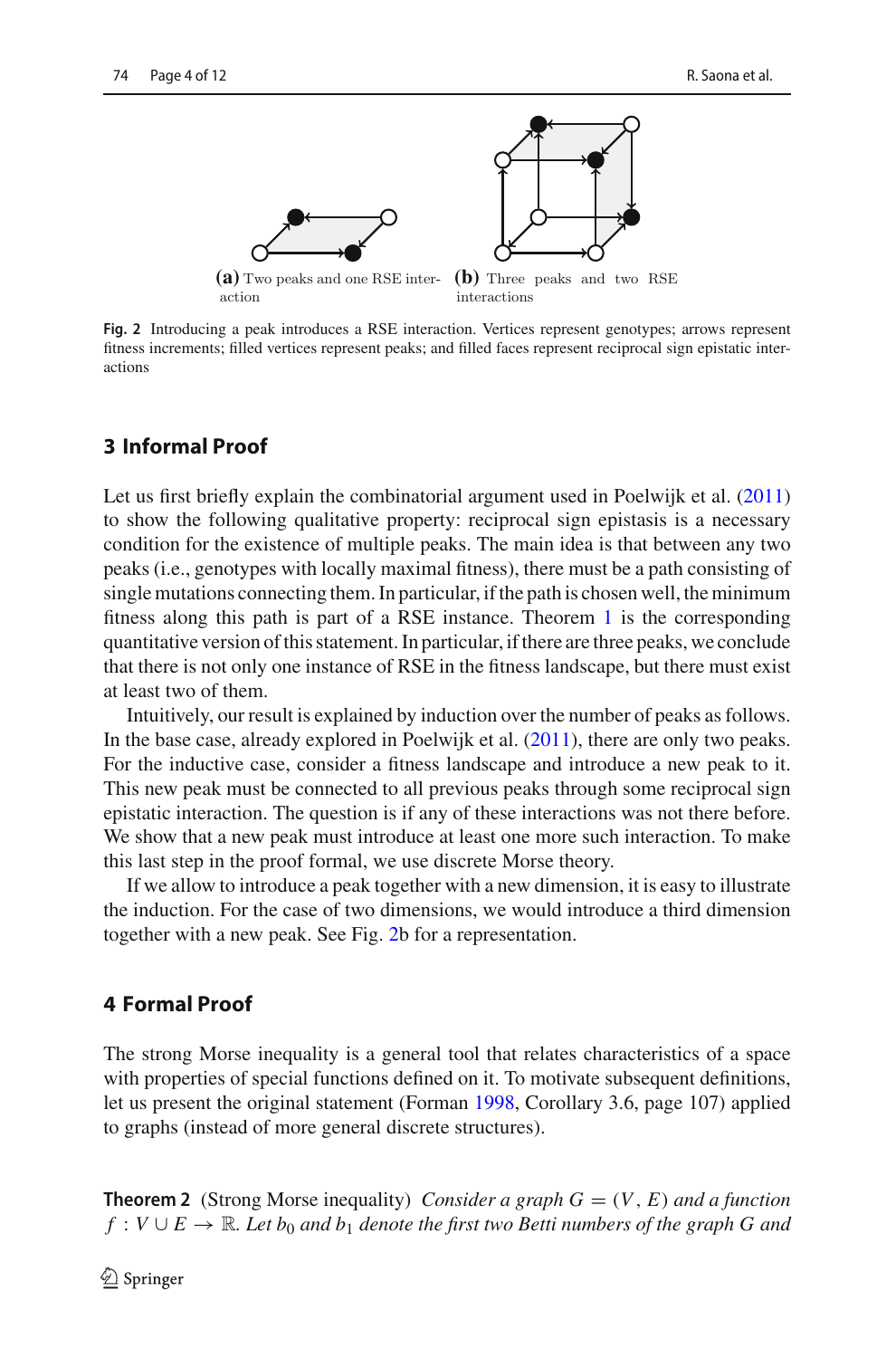(a) Two peaks and one RSE interaction

(b) Three peaks and two RSE interactions

**Fig. 2** Introducing a peak introduces a RSE interaction. Vertices represent genotypes; arrows represent fitness increments; filled vertices represent peaks; and filled faces represent reciprocal sign epistatic interactions

## 3 Informal Proof

Let us first briefly explain the combinatorial argument used in Poelwijk et al. (2011) to show the following qualitative property: reciprocal sign epistasis is a necessary condition for the existence of multiple peaks. The main idea is that between any two peaks (i.e., genotypes with locally maximal fitness), there must be a path consisting of single mutations connecting them. In particular, if the path is chosen well, the minimum fitness along this path is part of a RSE instance. Theorem 1 is the corresponding quantitative version of this statement. In particular, if there are three peaks, we conclude that there is not only one instance of RSE in the fitness landscape, but there must exist at least two of them.

Intuitively, our result is explained by induction over the number of peaks as follows. In the base case, already explored in Poelwijk et al. (2011), there are only two peaks. For the inductive case, consider a fitness landscape and introduce a new peak to it. This new peak must be connected to all previous peaks through some reciprocal sign epistatic interaction. The question is if any of these interactions was not there before. We show that a new peak must introduce at least one more such interaction. To make this last step in the proof formal, we use discrete Morse theory.

If we allow to introduce a peak together with a new dimension, it is easy to illustrate the induction. For the case of two dimensions, we would introduce a third dimension together with a new peak. See Fig. 2b for a representation.

## 4 Formal Proof

The strong Morse inequality is a general tool that relates characteristics of a space with properties of special functions defined on it. To motivate subsequent definitions, let us present the original statement (Forman 1998, Corollary 3.6, page 107) applied to graphs (instead of more general discrete structures).

**Theorem 2** (Strong Morse inequality) *Consider a graph $G = (V, E)$ and a function $f : V \cup E \to \mathbb{R}$. Let $b_0$ and $b_1$ denote the first two Betti numbers of the graph $G$ and*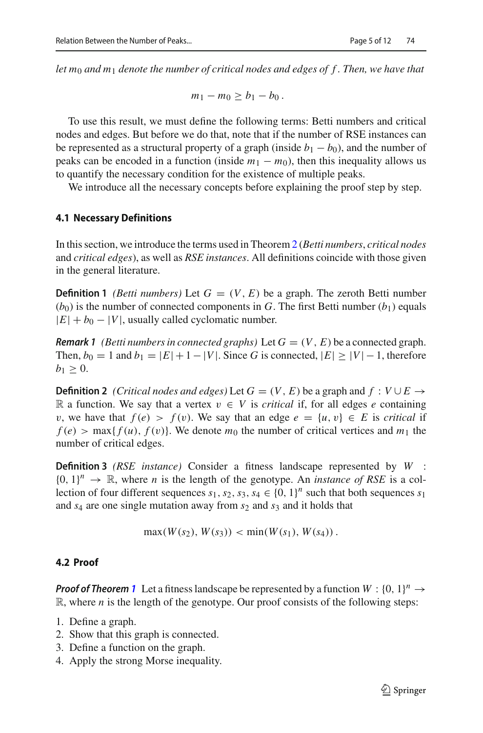*let $m_0$ and $m_1$ denote the number of critical nodes and edges of $f$. Then, we have that*

$$m_1 - m_0 \geq b_1 - b_0 \,.$$

To use this result, we must define the following terms: Betti numbers and critical nodes and edges. But before we do that, note that if the number of RSE instances can be represented as a structural property of a graph (inside $b_1 - b_0$), and the number of peaks can be encoded in a function (inside $m_1 - m_0$), then this inequality allows us to quantify the necessary condition for the existence of multiple peaks.

We introduce all the necessary concepts before explaining the proof step by step.

### 4.1 Necessary Definitions

In this section, we introduce the terms used in Theorem 2 (*Betti numbers*, *critical nodes* and *critical edges*), as well as *RSE instances*. All definitions coincide with those given in the general literature.

**Definition 1** *(Betti numbers)* Let $G = (V, E)$ be a graph. The zeroth Betti number ($b_0$) is the number of connected components in $G$. The first Betti number ($b_1$) equals $|E| + b_0 - |V|$, usually called cyclomatic number.

***Remark 1*** *(Betti numbers in connected graphs)* Let $G = (V, E)$ be a connected graph. Then, $b_0 = 1$ and $b_1 = |E| + 1 - |V|$. Since $G$ is connected, $|E| \geq |V| - 1$, therefore $b_1 \geq 0$.

**Definition 2** *(Critical nodes and edges)* Let $G = (V, E)$ be a graph and $f : V \cup E \to \mathbb{R}$ a function. We say that a vertex $v \in V$ is *critical* if, for all edges $e$ containing $v$, we have that $f(e) > f(v)$. We say that an edge $e = \{u, v\} \in E$ is *critical* if $f(e) > \max\{f(u), f(v)\}$. We denote $m_0$ the number of critical vertices and $m_1$ the number of critical edges.

**Definition 3** *(RSE instance)* Consider a fitness landscape represented by $W : \{0, 1\}^n \to \mathbb{R}$, where $n$ is the length of the genotype. An *instance of RSE* is a collection of four different sequences $s_1, s_2, s_3, s_4 \in \{0, 1\}^n$ such that both sequences $s_1$ and $s_4$ are one single mutation away from $s_2$ and $s_3$ and it holds that

$$\max(W(s_2), W(s_3)) < \min(W(s_1), W(s_4)) \,.$$

### 4.2 Proof

***Proof of Theorem 1*** Let a fitness landscape be represented by a function $W : \{0, 1\}^n \to \mathbb{R}$, where $n$ is the length of the genotype. Our proof consists of the following steps:

1. Define a graph.
2. Show that this graph is connected.
3. Define a function on the graph.
4. Apply the strong Morse inequality.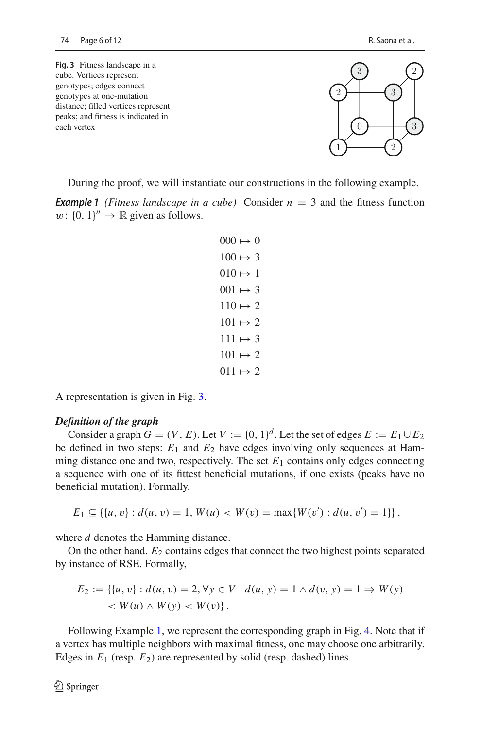**Fig. 3** Fitness landscape in a cube. Vertices represent genotypes; edges connect genotypes at one-mutation distance; filled vertices represent peaks; and fitness is indicated in each vertex

During the proof, we will instantiate our constructions in the following example.

***Example 1*** *(Fitness landscape in a cube)* Consider $n = 3$ and the fitness function $w: \{0,1\}^n \to \mathbb{R}$ given as follows.

$$
\begin{aligned}
000 &\mapsto 0\\
100 &\mapsto 3\\
010 &\mapsto 1\\
001 &\mapsto 3\\
110 &\mapsto 2\\
101 &\mapsto 2\\
111 &\mapsto 3\\
101 &\mapsto 2\\
011 &\mapsto 2
\end{aligned}
$$

A representation is given in Fig. 3.

***Definition of the graph***

Consider a graph $G = (V, E)$. Let $V := \{0,1\}^d$. Let the set of edges $E := E_1 \cup E_2$ be defined in two steps: $E_1$ and $E_2$ have edges involving only sequences at Hamming distance one and two, respectively. The set $E_1$ contains only edges connecting a sequence with one of its fittest beneficial mutations, if one exists (peaks have no beneficial mutation). Formally,

$$E_1 \subseteq \{\{u, v\} : d(u, v) = 1,\, W(u) < W(v) = \max\{W(v') : d(u, v') = 1\}\},$$

where $d$ denotes the Hamming distance.

On the other hand, $E_2$ contains edges that connect the two highest points separated by instance of RSE. Formally,

$$E_2 := \{\{u, v\} : d(u, v) = 2, \forall y \in V \quad d(u, y) = 1 \wedge d(v, y) = 1 \Rightarrow W(y) < W(u) \wedge W(y) < W(v)\}.$$

Following Example 1, we represent the corresponding graph in Fig. 4. Note that if a vertex has multiple neighbors with maximal fitness, one may choose one arbitrarily. Edges in $E_1$ (resp. $E_2$) are represented by solid (resp. dashed) lines.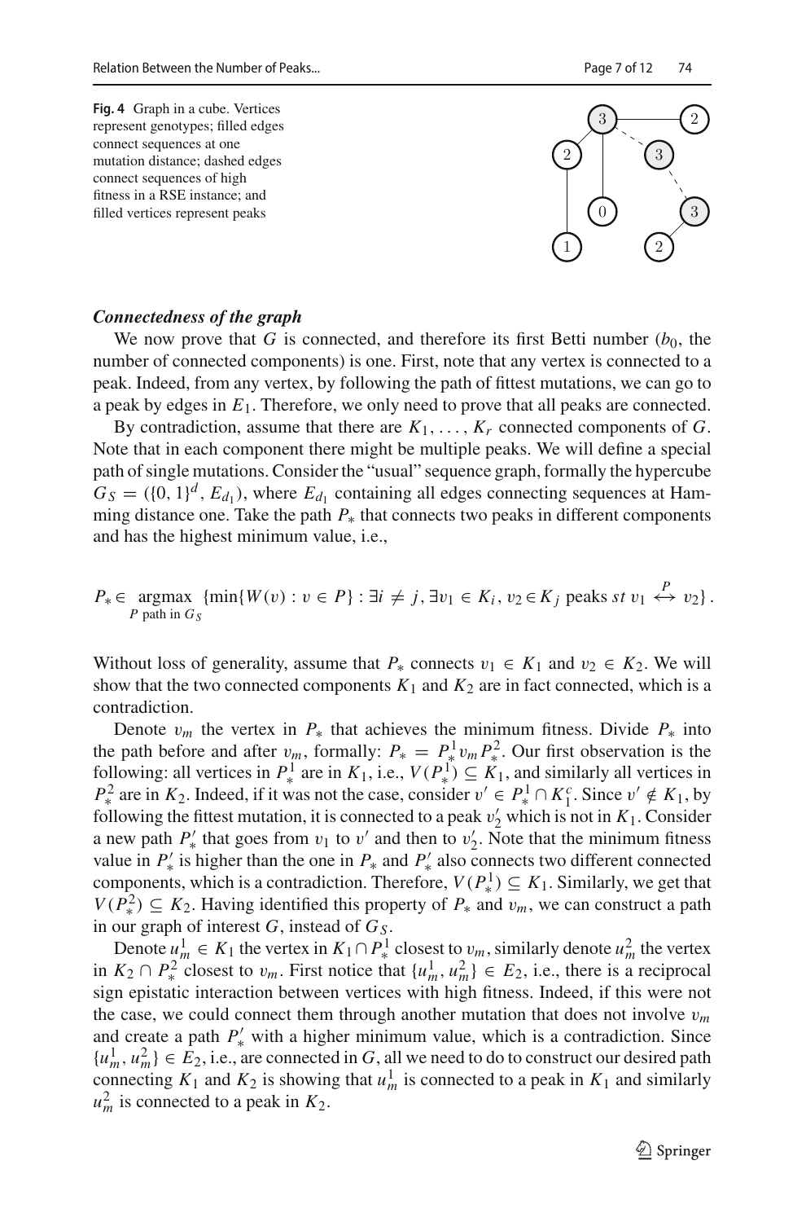**Fig. 4** Graph in a cube. Vertices represent genotypes; filled edges connect sequences at one mutation distance; dashed edges connect sequences of high fitness in a RSE instance; and filled vertices represent peaks

***Connectedness of the graph***

We now prove that $G$ is connected, and therefore its first Betti number ($b_0$, the number of connected components) is one. First, note that any vertex is connected to a peak. Indeed, from any vertex, by following the path of fittest mutations, we can go to a peak by edges in $E_1$. Therefore, we only need to prove that all peaks are connected.

By contradiction, assume that there are $K_1, \ldots, K_r$ connected components of $G$. Note that in each component there might be multiple peaks. We will define a special path of single mutations. Consider the "usual" sequence graph, formally the hypercube $G_S = (\{0, 1\}^d, E_{d_1})$, where $E_{d_1}$ containing all edges connecting sequences at Hamming distance one. Take the path $P_*$ that connects two peaks in different components and has the highest minimum value, i.e.,

$$P_* \in \underset{P \text{ path in } G_S}{\operatorname{argmax}} \left\{ \min\{W(v) : v \in P\} : \exists i \neq j, \exists v_1 \in K_i, v_2 \in K_j \text{ peaks } st \; v_1 \overset{P}{\leftrightarrow} v_2 \right\}.$$

Without loss of generality, assume that $P_*$ connects $v_1 \in K_1$ and $v_2 \in K_2$. We will show that the two connected components $K_1$ and $K_2$ are in fact connected, which is a contradiction.

Denote $v_m$ the vertex in $P_*$ that achieves the minimum fitness. Divide $P_*$ into the path before and after $v_m$, formally: $P_* = P_*^1 v_m P_*^2$. Our first observation is the following: all vertices in $P_*^1$ are in $K_1$, i.e., $V(P_*^1) \subseteq K_1$, and similarly all vertices in $P_*^2$ are in $K_2$. Indeed, if it was not the case, consider $v' \in P_*^1 \cap K_1^c$. Since $v' \notin K_1$, by following the fittest mutation, it is connected to a peak $v_2'$ which is not in $K_1$. Consider a new path $P_*'$ that goes from $v_1$ to $v'$ and then to $v_2'$. Note that the minimum fitness value in $P_*'$ is higher than the one in $P_*$ and $P_*'$ also connects two different connected components, which is a contradiction. Therefore, $V(P_*^1) \subseteq K_1$. Similarly, we get that $V(P_*^2) \subseteq K_2$. Having identified this property of $P_*$ and $v_m$, we can construct a path in our graph of interest $G$, instead of $G_S$.

Denote $u_m^1 \in K_1$ the vertex in $K_1 \cap P_*^1$ closest to $v_m$, similarly denote $u_m^2$ the vertex in $K_2 \cap P_*^2$ closest to $v_m$. First notice that $\{u_m^1, u_m^2\} \in E_2$, i.e., there is a reciprocal sign epistatic interaction between vertices with high fitness. Indeed, if this were not the case, we could connect them through another mutation that does not involve $v_m$ and create a path $P_*'$ with a higher minimum value, which is a contradiction. Since $\{u_m^1, u_m^2\} \in E_2$, i.e., are connected in $G$, all we need to do to construct our desired path connecting $K_1$ and $K_2$ is showing that $u_m^1$ is connected to a peak in $K_1$ and similarly $u_m^2$ is connected to a peak in $K_2$.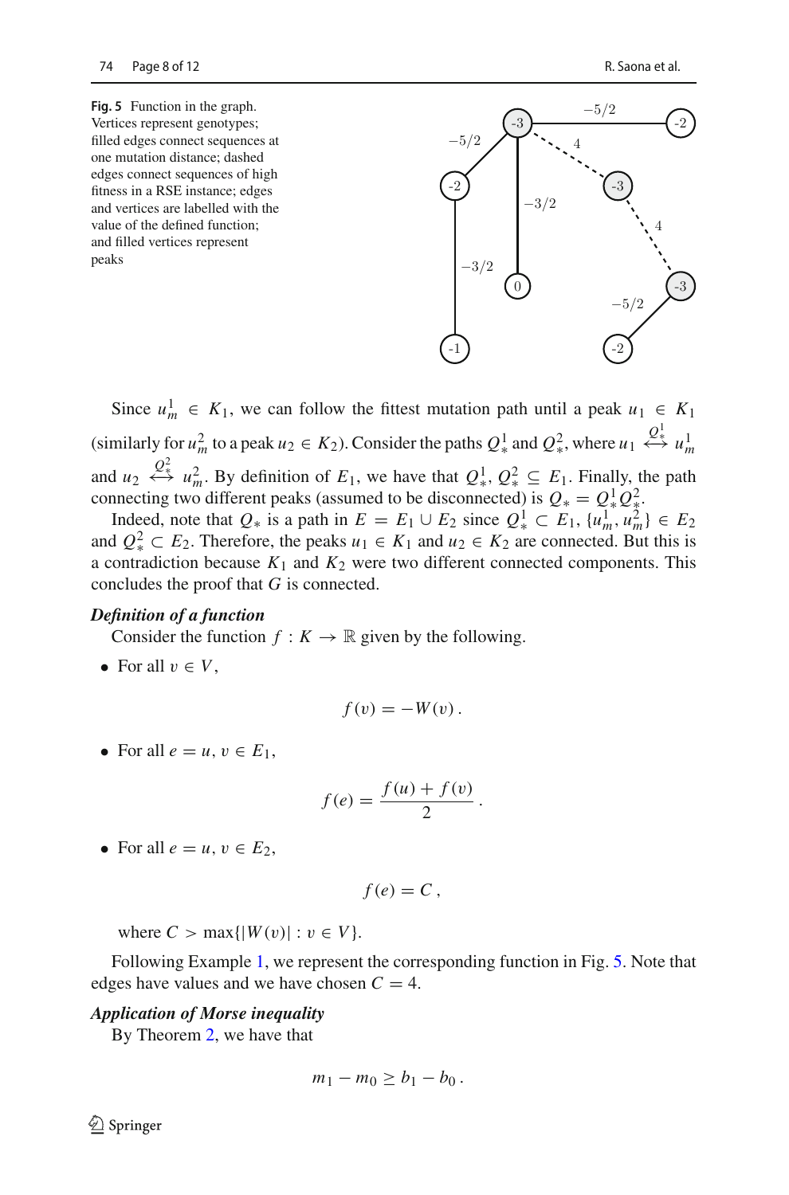**Fig. 5** Function in the graph. Vertices represent genotypes; filled edges connect sequences at one mutation distance; dashed edges connect sequences of high fitness in a RSE instance; edges and vertices are labelled with the value of the defined function; and filled vertices represent peaks

Since $u_m^1 \in K_1$, we can follow the fittest mutation path until a peak $u_1 \in K_1$ (similarly for $u_m^2$ to a peak $u_2 \in K_2$). Consider the paths $Q_*^1$ and $Q_*^2$, where $u_1 \overset{Q_*^1}{\longleftrightarrow} u_m^1$ and $u_2 \overset{Q_*^2}{\longleftrightarrow} u_m^2$. By definition of $E_1$, we have that $Q_*^1, Q_*^2 \subseteq E_1$. Finally, the path connecting two different peaks (assumed to be disconnected) is $Q_* = Q_*^1 Q_*^2$.

Indeed, note that $Q_*$ is a path in $E = E_1 \cup E_2$ since $Q_*^1 \subset E_1$, $\{u_m^1, u_m^2\} \in E_2$ and $Q_*^2 \subset E_2$. Therefore, the peaks $u_1 \in K_1$ and $u_2 \in K_2$ are connected. But this is a contradiction because $K_1$ and $K_2$ were two different connected components. This concludes the proof that $G$ is connected.

***Definition of a function***

Consider the function $f : K \to \mathbb{R}$ given by the following.

- For all $v \in V$,

$$f(v) = -W(v) .$$

- For all $e = u, v \in E_1$,

$$f(e) = \frac{f(u) + f(v)}{2} .$$

- For all $e = u, v \in E_2$,

$$f(e) = C ,$$

  where $C > \max\{|W(v)| : v \in V\}$.

Following Example 1, we represent the corresponding function in Fig. 5. Note that edges have values and we have chosen $C = 4$.

***Application of Morse inequality***

By Theorem 2, we have that

$$m_1 - m_0 \geq b_1 - b_0 .$$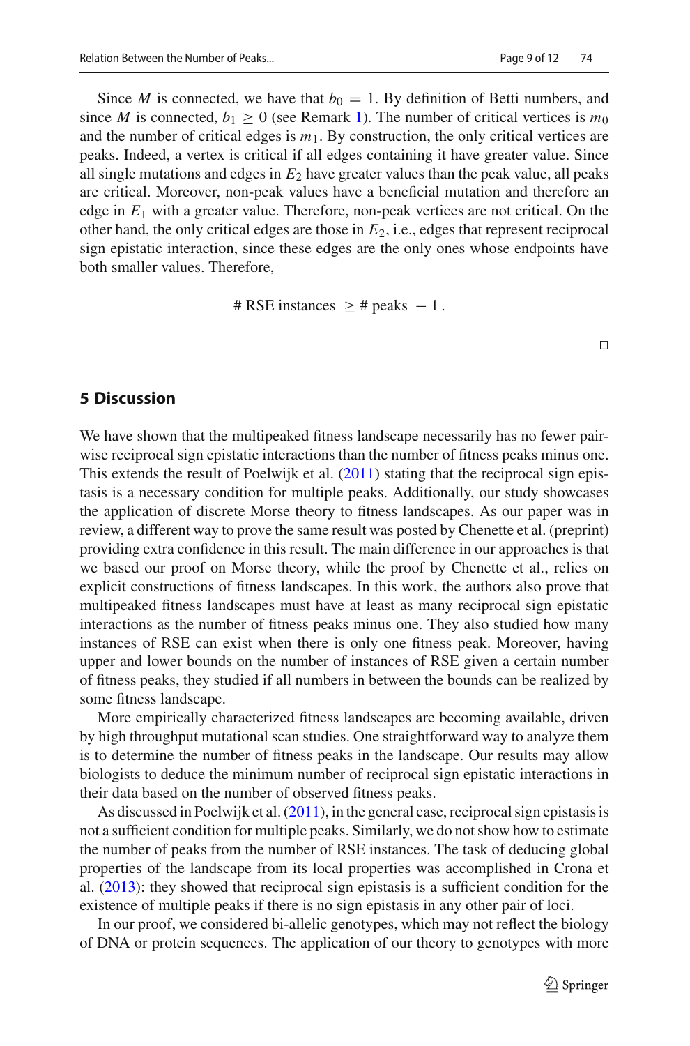Since $M$ is connected, we have that $b_0 = 1$. By definition of Betti numbers, and since $M$ is connected, $b_1 \geq 0$ (see Remark 1). The number of critical vertices is $m_0$ and the number of critical edges is $m_1$. By construction, the only critical vertices are peaks. Indeed, a vertex is critical if all edges containing it have greater value. Since all single mutations and edges in $E_2$ have greater values than the peak value, all peaks are critical. Moreover, non-peak values have a beneficial mutation and therefore an edge in $E_1$ with a greater value. Therefore, non-peak vertices are not critical. On the other hand, the only critical edges are those in $E_2$, i.e., edges that represent reciprocal sign epistatic interaction, since these edges are the only ones whose endpoints have both smaller values. Therefore,

$$\#\text{ RSE instances } \geq \#\text{ peaks } - 1\,.$$

□

## 5 Discussion

We have shown that the multipeaked fitness landscape necessarily has no fewer pairwise reciprocal sign epistatic interactions than the number of fitness peaks minus one. This extends the result of Poelwijk et al. (2011) stating that the reciprocal sign epistasis is a necessary condition for multiple peaks. Additionally, our study showcases the application of discrete Morse theory to fitness landscapes. As our paper was in review, a different way to prove the same result was posted by Chenette et al. (preprint) providing extra confidence in this result. The main difference in our approaches is that we based our proof on Morse theory, while the proof by Chenette et al., relies on explicit constructions of fitness landscapes. In this work, the authors also prove that multipeaked fitness landscapes must have at least as many reciprocal sign epistatic interactions as the number of fitness peaks minus one. They also studied how many instances of RSE can exist when there is only one fitness peak. Moreover, having upper and lower bounds on the number of instances of RSE given a certain number of fitness peaks, they studied if all numbers in between the bounds can be realized by some fitness landscape.

More empirically characterized fitness landscapes are becoming available, driven by high throughput mutational scan studies. One straightforward way to analyze them is to determine the number of fitness peaks in the landscape. Our results may allow biologists to deduce the minimum number of reciprocal sign epistatic interactions in their data based on the number of observed fitness peaks.

As discussed in Poelwijk et al. (2011), in the general case, reciprocal sign epistasis is not a sufficient condition for multiple peaks. Similarly, we do not show how to estimate the number of peaks from the number of RSE instances. The task of deducing global properties of the landscape from its local properties was accomplished in Crona et al. (2013): they showed that reciprocal sign epistasis is a sufficient condition for the existence of multiple peaks if there is no sign epistasis in any other pair of loci.

In our proof, we considered bi-allelic genotypes, which may not reflect the biology of DNA or protein sequences. The application of our theory to genotypes with more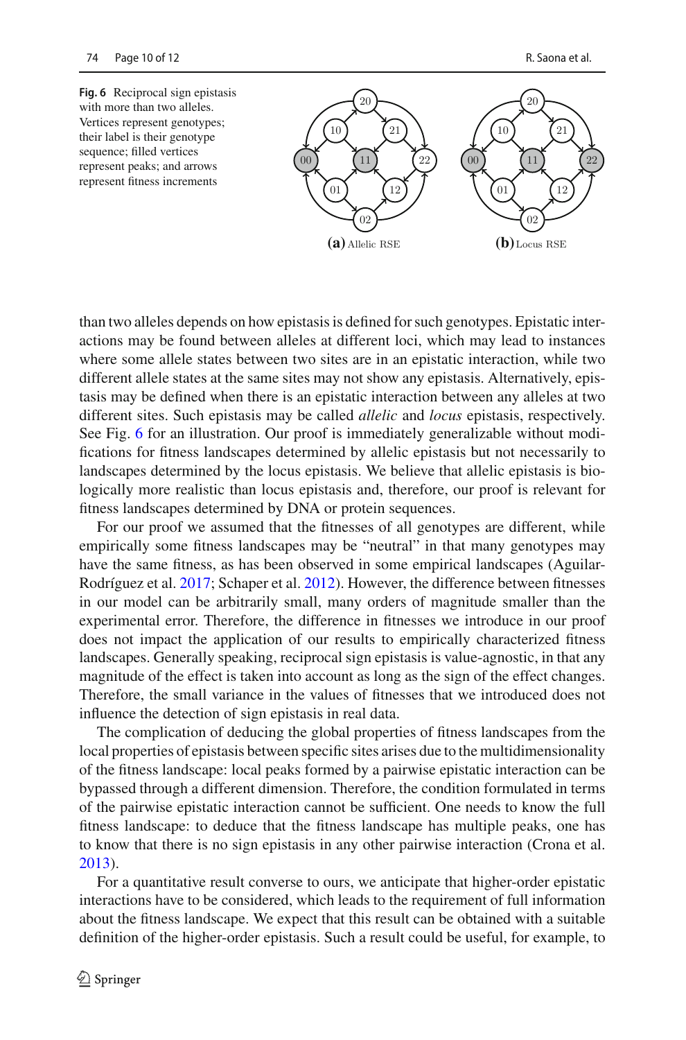**Fig. 6** Reciprocal sign epistasis with more than two alleles. Vertices represent genotypes; their label is their genotype sequence; filled vertices represent peaks; and arrows represent fitness increments

**(a)** Allelic RSE **(b)** Locus RSE

than two alleles depends on how epistasis is defined for such genotypes. Epistatic interactions may be found between alleles at different loci, which may lead to instances where some allele states between two sites are in an epistatic interaction, while two different allele states at the same sites may not show any epistasis. Alternatively, epistasis may be defined when there is an epistatic interaction between any alleles at two different sites. Such epistasis may be called *allelic* and *locus* epistasis, respectively. See Fig. 6 for an illustration. Our proof is immediately generalizable without modifications for fitness landscapes determined by allelic epistasis but not necessarily to landscapes determined by the locus epistasis. We believe that allelic epistasis is biologically more realistic than locus epistasis and, therefore, our proof is relevant for fitness landscapes determined by DNA or protein sequences.

For our proof we assumed that the fitnesses of all genotypes are different, while empirically some fitness landscapes may be "neutral" in that many genotypes may have the same fitness, as has been observed in some empirical landscapes (Aguilar-Rodríguez et al. 2017; Schaper et al. 2012). However, the difference between fitnesses in our model can be arbitrarily small, many orders of magnitude smaller than the experimental error. Therefore, the difference in fitnesses we introduce in our proof does not impact the application of our results to empirically characterized fitness landscapes. Generally speaking, reciprocal sign epistasis is value-agnostic, in that any magnitude of the effect is taken into account as long as the sign of the effect changes. Therefore, the small variance in the values of fitnesses that we introduced does not influence the detection of sign epistasis in real data.

The complication of deducing the global properties of fitness landscapes from the local properties of epistasis between specific sites arises due to the multidimensionality of the fitness landscape: local peaks formed by a pairwise epistatic interaction can be bypassed through a different dimension. Therefore, the condition formulated in terms of the pairwise epistatic interaction cannot be sufficient. One needs to know the full fitness landscape: to deduce that the fitness landscape has multiple peaks, one has to know that there is no sign epistasis in any other pairwise interaction (Crona et al. 2013).

For a quantitative result converse to ours, we anticipate that higher-order epistatic interactions have to be considered, which leads to the requirement of full information about the fitness landscape. We expect that this result can be obtained with a suitable definition of the higher-order epistasis. Such a result could be useful, for example, to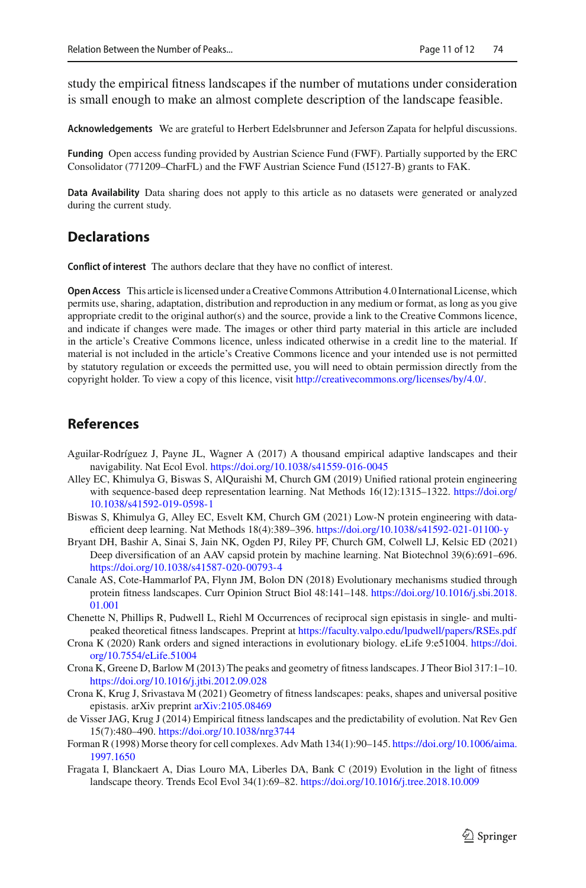study the empirical fitness landscapes if the number of mutations under consideration is small enough to make an almost complete description of the landscape feasible.

**Acknowledgements** We are grateful to Herbert Edelsbrunner and Jeferson Zapata for helpful discussions.

**Funding** Open access funding provided by Austrian Science Fund (FWF). Partially supported by the ERC Consolidator (771209–CharFL) and the FWF Austrian Science Fund (I5127-B) grants to FAK.

**Data Availability** Data sharing does not apply to this article as no datasets were generated or analyzed during the current study.

## Declarations

**Conflict of interest** The authors declare that they have no conflict of interest.

**Open Access** This article is licensed under a Creative Commons Attribution 4.0 International License, which permits use, sharing, adaptation, distribution and reproduction in any medium or format, as long as you give appropriate credit to the original author(s) and the source, provide a link to the Creative Commons licence, and indicate if changes were made. The images or other third party material in this article are included in the article's Creative Commons licence, unless indicated otherwise in a credit line to the material. If material is not included in the article's Creative Commons licence and your intended use is not permitted by statutory regulation or exceeds the permitted use, you will need to obtain permission directly from the copyright holder. To view a copy of this licence, visit http://creativecommons.org/licenses/by/4.0/.

## References

Aguilar-Rodríguez J, Payne JL, Wagner A (2017) A thousand empirical adaptive landscapes and their navigability. Nat Ecol Evol. https://doi.org/10.1038/s41559-016-0045

Alley EC, Khimulya G, Biswas S, AlQuraishi M, Church GM (2019) Unified rational protein engineering with sequence-based deep representation learning. Nat Methods 16(12):1315–1322. https://doi.org/10.1038/s41592-019-0598-1

Biswas S, Khimulya G, Alley EC, Esvelt KM, Church GM (2021) Low-N protein engineering with data-efficient deep learning. Nat Methods 18(4):389–396. https://doi.org/10.1038/s41592-021-01100-y

Bryant DH, Bashir A, Sinai S, Jain NK, Ogden PJ, Riley PF, Church GM, Colwell LJ, Kelsic ED (2021) Deep diversification of an AAV capsid protein by machine learning. Nat Biotechnol 39(6):691–696. https://doi.org/10.1038/s41587-020-00793-4

Canale AS, Cote-Hammarlof PA, Flynn JM, Bolon DN (2018) Evolutionary mechanisms studied through protein fitness landscapes. Curr Opinion Struct Biol 48:141–148. https://doi.org/10.1016/j.sbi.2018.01.001

Chenette N, Phillips R, Pudwell L, Riehl M Occurrences of reciprocal sign epistasis in single- and multi-peaked theoretical fitness landscapes. Preprint at https://faculty.valpo.edu/lpudwell/papers/RSEs.pdf

Crona K (2020) Rank orders and signed interactions in evolutionary biology. eLife 9:e51004. https://doi.org/10.7554/eLife.51004

Crona K, Greene D, Barlow M (2013) The peaks and geometry of fitness landscapes. J Theor Biol 317:1–10. https://doi.org/10.1016/j.jtbi.2012.09.028

Crona K, Krug J, Srivastava M (2021) Geometry of fitness landscapes: peaks, shapes and universal positive epistasis. arXiv preprint arXiv:2105.08469

de Visser JAG, Krug J (2014) Empirical fitness landscapes and the predictability of evolution. Nat Rev Gen 15(7):480–490. https://doi.org/10.1038/nrg3744

Forman R (1998) Morse theory for cell complexes. Adv Math 134(1):90–145. https://doi.org/10.1006/aima.1997.1650

Fragata I, Blanckaert A, Dias Louro MA, Liberles DA, Bank C (2019) Evolution in the light of fitness landscape theory. Trends Ecol Evol 34(1):69–82. https://doi.org/10.1016/j.tree.2018.10.009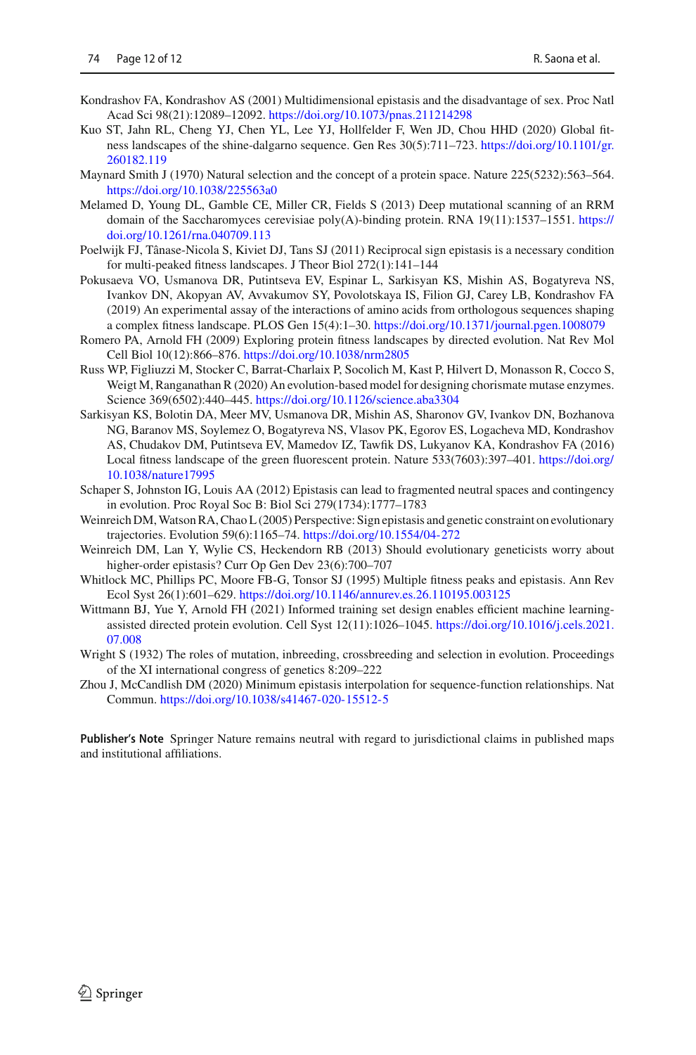Kondrashov FA, Kondrashov AS (2001) Multidimensional epistasis and the disadvantage of sex. Proc Natl Acad Sci 98(21):12089–12092. https://doi.org/10.1073/pnas.211214298

Kuo ST, Jahn RL, Cheng YJ, Chen YL, Lee YJ, Hollfelder F, Wen JD, Chou HHD (2020) Global fitness landscapes of the shine-dalgarno sequence. Gen Res 30(5):711–723. https://doi.org/10.1101/gr.260182.119

Maynard Smith J (1970) Natural selection and the concept of a protein space. Nature 225(5232):563–564. https://doi.org/10.1038/225563a0

Melamed D, Young DL, Gamble CE, Miller CR, Fields S (2013) Deep mutational scanning of an RRM domain of the Saccharomyces cerevisiae poly(A)-binding protein. RNA 19(11):1537–1551. https://doi.org/10.1261/rna.040709.113

Poelwijk FJ, Tânase-Nicola S, Kiviet DJ, Tans SJ (2011) Reciprocal sign epistasis is a necessary condition for multi-peaked fitness landscapes. J Theor Biol 272(1):141–144

Pokusaeva VO, Usmanova DR, Putintseva EV, Espinar L, Sarkisyan KS, Mishin AS, Bogatyreva NS, Ivankov DN, Akopyan AV, Avvakumov SY, Povolotskaya IS, Filion GJ, Carey LB, Kondrashov FA (2019) An experimental assay of the interactions of amino acids from orthologous sequences shaping a complex fitness landscape. PLOS Gen 15(4):1–30. https://doi.org/10.1371/journal.pgen.1008079

Romero PA, Arnold FH (2009) Exploring protein fitness landscapes by directed evolution. Nat Rev Mol Cell Biol 10(12):866–876. https://doi.org/10.1038/nrm2805

Russ WP, Figliuzzi M, Stocker C, Barrat-Charlaix P, Socolich M, Kast P, Hilvert D, Monasson R, Cocco S, Weigt M, Ranganathan R (2020) An evolution-based model for designing chorismate mutase enzymes. Science 369(6502):440–445. https://doi.org/10.1126/science.aba3304

Sarkisyan KS, Bolotin DA, Meer MV, Usmanova DR, Mishin AS, Sharonov GV, Ivankov DN, Bozhanova NG, Baranov MS, Soylemez O, Bogatyreva NS, Vlasov PK, Egorov ES, Logacheva MD, Kondrashov AS, Chudakov DM, Putintseva EV, Mamedov IZ, Tawfik DS, Lukyanov KA, Kondrashov FA (2016) Local fitness landscape of the green fluorescent protein. Nature 533(7603):397–401. https://doi.org/10.1038/nature17995

Schaper S, Johnston IG, Louis AA (2012) Epistasis can lead to fragmented neutral spaces and contingency in evolution. Proc Royal Soc B: Biol Sci 279(1734):1777–1783

Weinreich DM, Watson RA, Chao L (2005) Perspective: Sign epistasis and genetic constraint on evolutionary trajectories. Evolution 59(6):1165–74. https://doi.org/10.1554/04-272

Weinreich DM, Lan Y, Wylie CS, Heckendorn RB (2013) Should evolutionary geneticists worry about higher-order epistasis? Curr Op Gen Dev 23(6):700–707

Whitlock MC, Phillips PC, Moore FB-G, Tonsor SJ (1995) Multiple fitness peaks and epistasis. Ann Rev Ecol Syst 26(1):601–629. https://doi.org/10.1146/annurev.es.26.110195.003125

Wittmann BJ, Yue Y, Arnold FH (2021) Informed training set design enables efficient machine learning-assisted directed protein evolution. Cell Syst 12(11):1026–1045. https://doi.org/10.1016/j.cels.2021.07.008

Wright S (1932) The roles of mutation, inbreeding, crossbreeding and selection in evolution. Proceedings of the XI international congress of genetics 8:209–222

Zhou J, McCandlish DM (2020) Minimum epistasis interpolation for sequence-function relationships. Nat Commun. https://doi.org/10.1038/s41467-020-15512-5

**Publisher's Note** Springer Nature remains neutral with regard to jurisdictional claims in published maps and institutional affiliations.